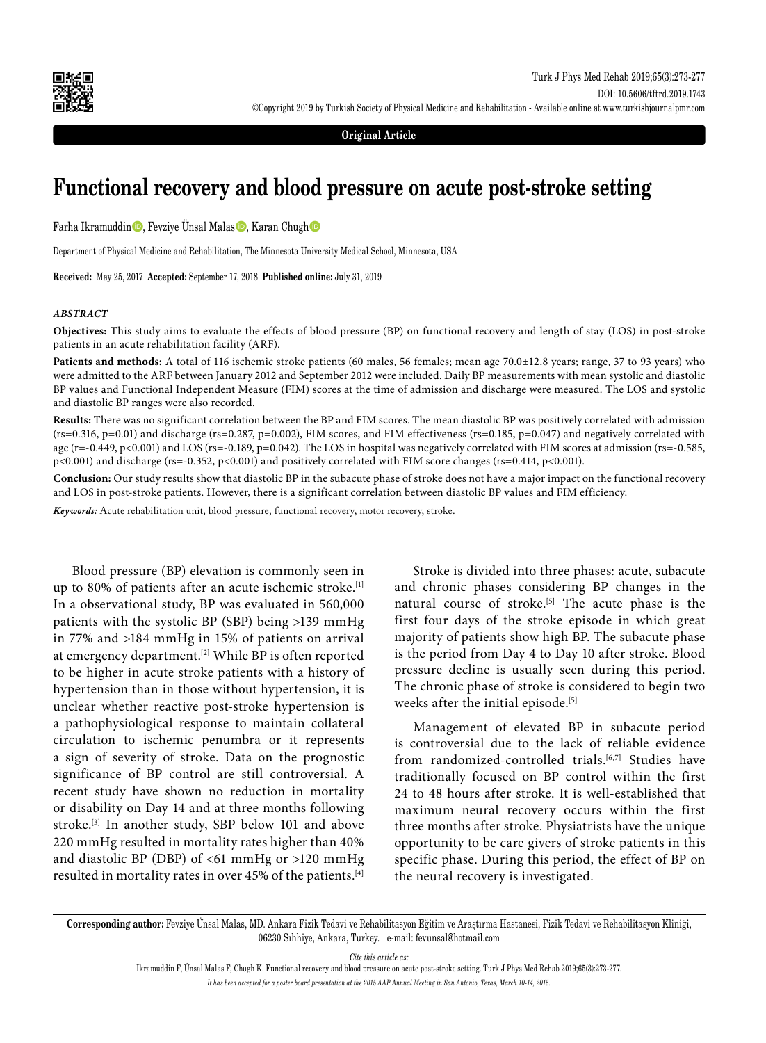**Original Article**

# Functional recovery and blood pressure on acute post-stroke setting

Farha Ikramuddin, Fevziye Ünsal Malas, Karan Chugh

Department of Physical Medicine and Rehabilitation, The Minnesota University Medical School, Minnesota, USA

**Received:** May 25, 2017 **Accepted:** September 17, 2018 **Published online:** July 31, 2019

### *ABSTRACT*

**Objectives:** This study aims to evaluate the effects of blood pressure (BP) on functional recovery and length of stay (LOS) in post-stroke patients in an acute rehabilitation facility (ARF).

**Patients and methods:** A total of 116 ischemic stroke patients (60 males, 56 females; mean age 70.0±12.8 years; range, 37 to 93 years) who were admitted to the ARF between January 2012 and September 2012 were included. Daily BP measurements with mean systolic and diastolic BP values and Functional Independent Measure (FIM) scores at the time of admission and discharge were measured. The LOS and systolic and diastolic BP ranges were also recorded.

**Results:** There was no significant correlation between the BP and FIM scores. The mean diastolic BP was positively correlated with admission ($rs=0.316$, $p=0.01$) and discharge ($rs=0.287$, $p=0.002$), FIM scores, and FIM effectiveness ($rs=0.185$, $p=0.047$) and negatively correlated with age ($r=-0.449$, $p<0.001$) and LOS ($rs=-0.189$, $p=0.042$). The LOS in hospital was negatively correlated with FIM scores at admission ($rs=-0.585$, $p<0.001$) and discharge ($rs=-0.352$, $p<0.001$) and positively correlated with FIM score changes ($rs=0.414$, $p<0.001$).

**Conclusion:** Our study results show that diastolic BP in the subacute phase of stroke does not have a major impact on the functional recovery and LOS in post-stroke patients. However, there is a significant correlation between diastolic BP values and FIM efficiency.

***Keywords:*** Acute rehabilitation unit, blood pressure, functional recovery, motor recovery, stroke.

Blood pressure (BP) elevation is commonly seen in up to 80% of patients after an acute ischemic stroke.[1] In a observational study, BP was evaluated in 560,000 patients with the systolic BP (SBP) being >139 mmHg in 77% and >184 mmHg in 15% of patients on arrival at emergency department.[2] While BP is often reported to be higher in acute stroke patients with a history of hypertension than in those without hypertension, it is unclear whether reactive post-stroke hypertension is a pathophysiological response to maintain collateral circulation to ischemic penumbra or it represents a sign of severity of stroke. Data on the prognostic significance of BP control are still controversial. A recent study have shown no reduction in mortality or disability on Day 14 and at three months following stroke.[3] In another study, SBP below 101 and above 220 mmHg resulted in mortality rates higher than 40% and diastolic BP (DBP) of <61 mmHg or >120 mmHg resulted in mortality rates in over 45% of the patients.[4]

Stroke is divided into three phases: acute, subacute and chronic phases considering BP changes in the natural course of stroke.[5] The acute phase is the first four days of the stroke episode in which great majority of patients show high BP. The subacute phase is the period from Day 4 to Day 10 after stroke. Blood pressure decline is usually seen during this period. The chronic phase of stroke is considered to begin two weeks after the initial episode.[5]

Management of elevated BP in subacute period is controversial due to the lack of reliable evidence from randomized-controlled trials.[6,7] Studies have traditionally focused on BP control within the first 24 to 48 hours after stroke. It is well-established that maximum neural recovery occurs within the first three months after stroke. Physiatrists have the unique opportunity to be care givers of stroke patients in this specific phase. During this period, the effect of BP on the neural recovery is investigated.

**Corresponding author:** Fevziye Ünsal Malas, MD. Ankara Fizik Tedavi ve Rehabilitasyon Eğitim ve Araştırma Hastanesi, Fizik Tedavi ve Rehabilitasyon Kliniği, 06230 Sıhhiye, Ankara, Turkey. e-mail: fevunsal@hotmail.com

*Cite this article as:*
Ikramuddin F, Ünsal Malas F, Chugh K. Functional recovery and blood pressure on acute post-stroke setting. Turk J Phys Med Rehab 2019;65(3):273-277.

*It has been accepted for a poster board presentation at the 2015 AAP Annual Meeting in San Antonio, Texas, March 10-14, 2015.*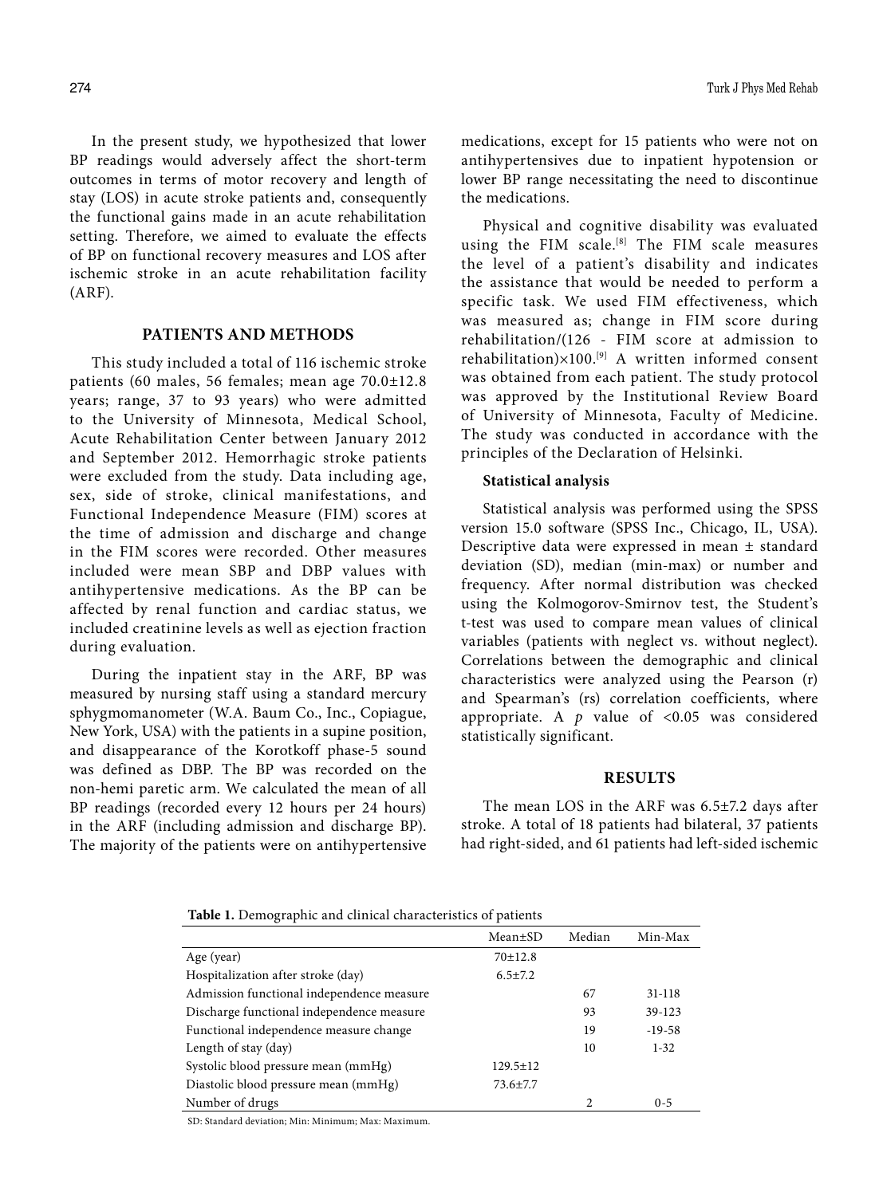In the present study, we hypothesized that lower BP readings would adversely affect the short-term outcomes in terms of motor recovery and length of stay (LOS) in acute stroke patients and, consequently the functional gains made in an acute rehabilitation setting. Therefore, we aimed to evaluate the effects of BP on functional recovery measures and LOS after ischemic stroke in an acute rehabilitation facility (ARF).

## PATIENTS AND METHODS

This study included a total of 116 ischemic stroke patients (60 males, 56 females; mean age 70.0±12.8 years; range, 37 to 93 years) who were admitted to the University of Minnesota, Medical School, Acute Rehabilitation Center between January 2012 and September 2012. Hemorrhagic stroke patients were excluded from the study. Data including age, sex, side of stroke, clinical manifestations, and Functional Independence Measure (FIM) scores at the time of admission and discharge and change in the FIM scores were recorded. Other measures included were mean SBP and DBP values with antihypertensive medications. As the BP can be affected by renal function and cardiac status, we included creatinine levels as well as ejection fraction during evaluation.

During the inpatient stay in the ARF, BP was measured by nursing staff using a standard mercury sphygmomanometer (W.A. Baum Co., Inc., Copiague, New York, USA) with the patients in a supine position, and disappearance of the Korotkoff phase-5 sound was defined as DBP. The BP was recorded on the non-hemi paretic arm. We calculated the mean of all BP readings (recorded every 12 hours per 24 hours) in the ARF (including admission and discharge BP). The majority of the patients were on antihypertensive medications, except for 15 patients who were not on antihypertensives due to inpatient hypotension or lower BP range necessitating the need to discontinue the medications.

Physical and cognitive disability was evaluated using the FIM scale.[8] The FIM scale measures the level of a patient's disability and indicates the assistance that would be needed to perform a specific task. We used FIM effectiveness, which was measured as; change in FIM score during rehabilitation/(126 - FIM score at admission to rehabilitation)×100.[9] A written informed consent was obtained from each patient. The study protocol was approved by the Institutional Review Board of University of Minnesota, Faculty of Medicine. The study was conducted in accordance with the principles of the Declaration of Helsinki.

### Statistical analysis

Statistical analysis was performed using the SPSS version 15.0 software (SPSS Inc., Chicago, IL, USA). Descriptive data were expressed in mean ± standard deviation (SD), median (min-max) or number and frequency. After normal distribution was checked using the Kolmogorov-Smirnov test, the Student's t-test was used to compare mean values of clinical variables (patients with neglect vs. without neglect). Correlations between the demographic and clinical characteristics were analyzed using the Pearson (r) and Spearman's (rs) correlation coefficients, where appropriate. A $p$ value of <0.05 was considered statistically significant.

## RESULTS

The mean LOS in the ARF was 6.5±7.2 days after stroke. A total of 18 patients had bilateral, 37 patients had right-sided, and 61 patients had left-sided ischemic

**Table 1.** Demographic and clinical characteristics of patients

| | Mean±SD | Median | Min-Max |
|---|---|---|---|
| Age (year) | 70±12.8 | | |
| Hospitalization after stroke (day) | 6.5±7.2 | | |
| Admission functional independence measure | | 67 | 31-118 |
| Discharge functional independence measure | | 93 | 39-123 |
| Functional independence measure change | | 19 | -19-58 |
| Length of stay (day) | | 10 | 1-32 |
| Systolic blood pressure mean (mmHg) | 129.5±12 | | |
| Diastolic blood pressure mean (mmHg) | 73.6±7.7 | | |
| Number of drugs | | 2 | 0-5 |

SD: Standard deviation; Min: Minimum; Max: Maximum.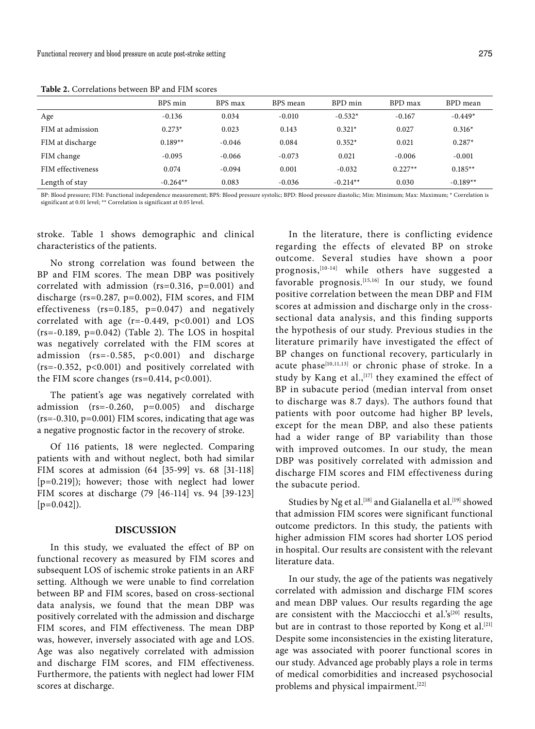**Table 2.** Correlations between BP and FIM scores

| | BPS min | BPS max | BPS mean | BPD min | BPD max | BPD mean |
|---|---|---|---|---|---|---|
| Age | -0.136 | 0.034 | -0.010 | -0.532* | -0.167 | -0.449* |
| FIM at admission | 0.273* | 0.023 | 0.143 | 0.321* | 0.027 | 0.316* |
| FIM at discharge | 0.189** | -0.046 | 0.084 | 0.352* | 0.021 | 0.287* |
| FIM change | -0.095 | -0.066 | -0.073 | 0.021 | -0.006 | -0.001 |
| FIM effectiveness | 0.074 | -0.094 | 0.001 | -0.032 | 0.227** | 0.185** |
| Length of stay | -0.264** | 0.083 | -0.036 | -0.214** | 0.030 | -0.189** |

BP: Blood pressure; FIM: Functional independence measurement; BPS: Blood pressure systolic; BPD: Blood pressure diastolic; Min: Minimum; Max: Maximum; * Correlation is significant at 0.01 level; ** Correlation is significant at 0.05 level.

stroke. Table 1 shows demographic and clinical characteristics of the patients.

No strong correlation was found between the BP and FIM scores. The mean DBP was positively correlated with admission (rs=0.316, p=0.001) and discharge (rs=0.287, p=0.002), FIM scores, and FIM effectiveness (rs=0.185, p=0.047) and negatively correlated with age (r=-0.449, p<0.001) and LOS (rs=-0.189, p=0.042) (Table 2). The LOS in hospital was negatively correlated with the FIM scores at admission (rs=-0.585, p<0.001) and discharge (rs=-0.352, p<0.001) and positively correlated with the FIM score changes (rs=0.414, p<0.001).

The patient's age was negatively correlated with admission (rs=-0.260, p=0.005) and discharge (rs=-0.310, p=0.001) FIM scores, indicating that age was a negative prognostic factor in the recovery of stroke.

Of 116 patients, 18 were neglected. Comparing patients with and without neglect, both had similar FIM scores at admission (64 [35-99] vs. 68 [31-118] [p=0.219]); however; those with neglect had lower FIM scores at discharge (79 [46-114] vs. 94 [39-123] [p=0.042]).

## DISCUSSION

In this study, we evaluated the effect of BP on functional recovery as measured by FIM scores and subsequent LOS of ischemic stroke patients in an ARF setting. Although we were unable to find correlation between BP and FIM scores, based on cross-sectional data analysis, we found that the mean DBP was positively correlated with the admission and discharge FIM scores, and FIM effectiveness. The mean DBP was, however, inversely associated with age and LOS. Age was also negatively correlated with admission and discharge FIM scores, and FIM effectiveness. Furthermore, the patients with neglect had lower FIM scores at discharge.

In the literature, there is conflicting evidence regarding the effects of elevated BP on stroke outcome. Several studies have shown a poor prognosis,[10-14] while others have suggested a favorable prognosis.[15,16] In our study, we found positive correlation between the mean DBP and FIM scores at admission and discharge only in the cross-sectional data analysis, and this finding supports the hypothesis of our study. Previous studies in the literature primarily have investigated the effect of BP changes on functional recovery, particularly in acute phase[10,11,13] or chronic phase of stroke. In a study by Kang et al.,[17] they examined the effect of BP in subacute period (median interval from onset to discharge was 8.7 days). The authors found that patients with poor outcome had higher BP levels, except for the mean DBP, and also these patients had a wider range of BP variability than those with improved outcomes. In our study, the mean DBP was positively correlated with admission and discharge FIM scores and FIM effectiveness during the subacute period.

Studies by Ng et al.[18] and Gialanella et al.[19] showed that admission FIM scores were significant functional outcome predictors. In this study, the patients with higher admission FIM scores had shorter LOS period in hospital. Our results are consistent with the relevant literature data.

In our study, the age of the patients was negatively correlated with admission and discharge FIM scores and mean DBP values. Our results regarding the age are consistent with the Macciocchi et al.'s[20] results, but are in contrast to those reported by Kong et al.[21] Despite some inconsistencies in the existing literature, age was associated with poorer functional scores in our study. Advanced age probably plays a role in terms of medical comorbidities and increased psychosocial problems and physical impairment.[22]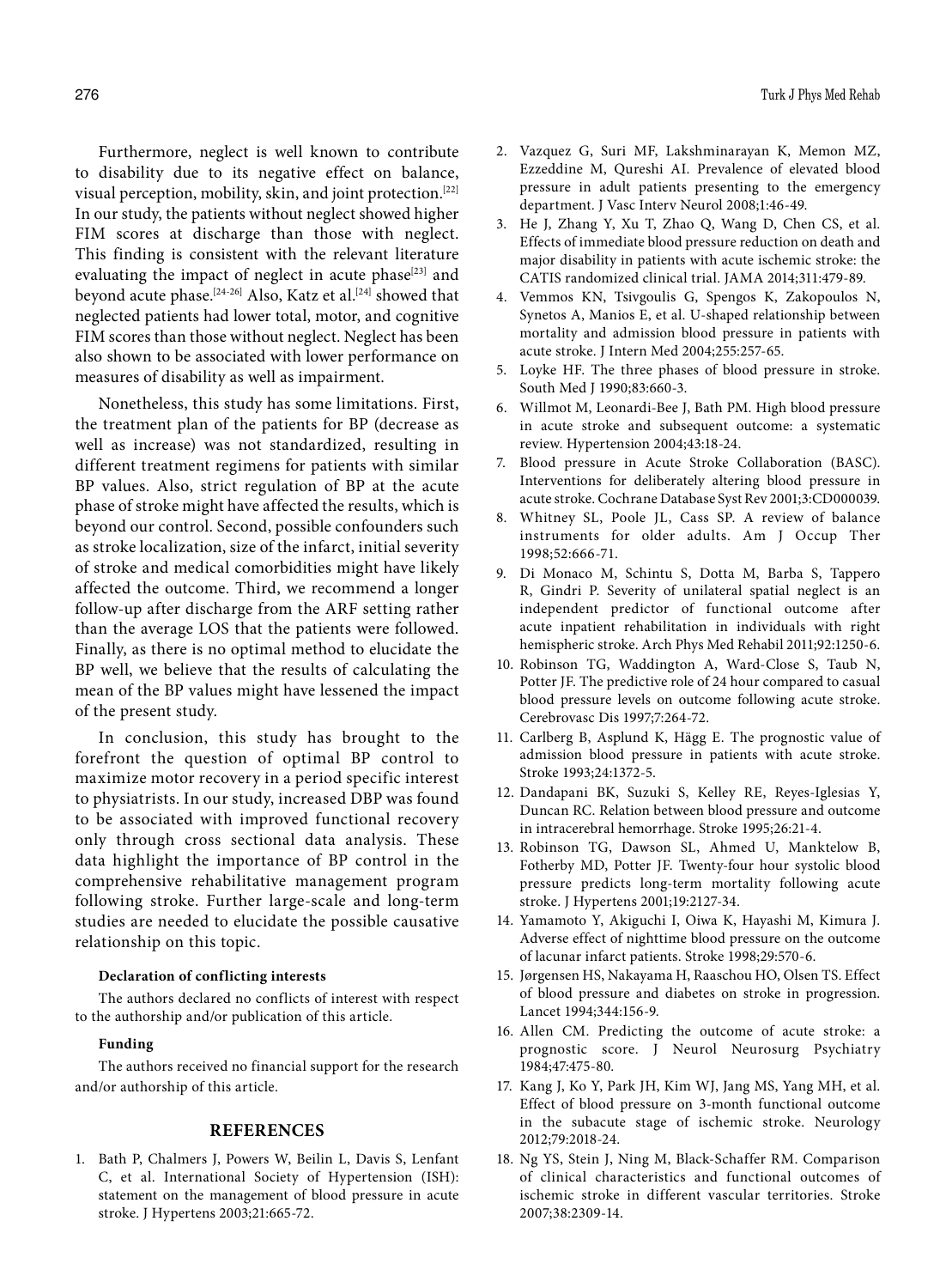Furthermore, neglect is well known to contribute to disability due to its negative effect on balance, visual perception, mobility, skin, and joint protection.[22] In our study, the patients without neglect showed higher FIM scores at discharge than those with neglect. This finding is consistent with the relevant literature evaluating the impact of neglect in acute phase[23] and beyond acute phase.[24-26] Also, Katz et al.[24] showed that neglected patients had lower total, motor, and cognitive FIM scores than those without neglect. Neglect has been also shown to be associated with lower performance on measures of disability as well as impairment.

Nonetheless, this study has some limitations. First, the treatment plan of the patients for BP (decrease as well as increase) was not standardized, resulting in different treatment regimens for patients with similar BP values. Also, strict regulation of BP at the acute phase of stroke might have affected the results, which is beyond our control. Second, possible confounders such as stroke localization, size of the infarct, initial severity of stroke and medical comorbidities might have likely affected the outcome. Third, we recommend a longer follow-up after discharge from the ARF setting rather than the average LOS that the patients were followed. Finally, as there is no optimal method to elucidate the BP well, we believe that the results of calculating the mean of the BP values might have lessened the impact of the present study.

In conclusion, this study has brought to the forefront the question of optimal BP control to maximize motor recovery in a period specific interest to physiatrists. In our study, increased DBP was found to be associated with improved functional recovery only through cross sectional data analysis. These data highlight the importance of BP control in the comprehensive rehabilitative management program following stroke. Further large-scale and long-term studies are needed to elucidate the possible causative relationship on this topic.

**Declaration of conflicting interests**

The authors declared no conflicts of interest with respect to the authorship and/or publication of this article.

**Funding**

The authors received no financial support for the research and/or authorship of this article.

## REFERENCES

1. Bath P, Chalmers J, Powers W, Beilin L, Davis S, Lenfant C, et al. International Society of Hypertension (ISH): statement on the management of blood pressure in acute stroke. J Hypertens 2003;21:665-72.
2. Vazquez G, Suri MF, Lakshminarayan K, Memon MZ, Ezzeddine M, Qureshi AI. Prevalence of elevated blood pressure in adult patients presenting to the emergency department. J Vasc Interv Neurol 2008;1:46-49.
3. He J, Zhang Y, Xu T, Zhao Q, Wang D, Chen CS, et al. Effects of immediate blood pressure reduction on death and major disability in patients with acute ischemic stroke: the CATIS randomized clinical trial. JAMA 2014;311:479-89.
4. Vemmos KN, Tsivgoulis G, Spengos K, Zakopoulos N, Synetos A, Manios E, et al. U-shaped relationship between mortality and admission blood pressure in patients with acute stroke. J Intern Med 2004;255:257-65.
5. Loyke HF. The three phases of blood pressure in stroke. South Med J 1990;83:660-3.
6. Willmot M, Leonardi-Bee J, Bath PM. High blood pressure in acute stroke and subsequent outcome: a systematic review. Hypertension 2004;43:18-24.
7. Blood pressure in Acute Stroke Collaboration (BASC). Interventions for deliberately altering blood pressure in acute stroke. Cochrane Database Syst Rev 2001;3:CD000039.
8. Whitney SL, Poole JL, Cass SP. A review of balance instruments for older adults. Am J Occup Ther 1998;52:666-71.
9. Di Monaco M, Schintu S, Dotta M, Barba S, Tappero R, Gindri P. Severity of unilateral spatial neglect is an independent predictor of functional outcome after acute inpatient rehabilitation in individuals with right hemispheric stroke. Arch Phys Med Rehabil 2011;92:1250-6.
10. Robinson TG, Waddington A, Ward-Close S, Taub N, Potter JF. The predictive role of 24 hour compared to casual blood pressure levels on outcome following acute stroke. Cerebrovasc Dis 1997;7:264-72.
11. Carlberg B, Asplund K, Hägg E. The prognostic value of admission blood pressure in patients with acute stroke. Stroke 1993;24:1372-5.
12. Dandapani BK, Suzuki S, Kelley RE, Reyes-Iglesias Y, Duncan RC. Relation between blood pressure and outcome in intracerebral hemorrhage. Stroke 1995;26:21-4.
13. Robinson TG, Dawson SL, Ahmed U, Manktelow B, Fotherby MD, Potter JF. Twenty-four hour systolic blood pressure predicts long-term mortality following acute stroke. J Hypertens 2001;19:2127-34.
14. Yamamoto Y, Akiguchi I, Oiwa K, Hayashi M, Kimura J. Adverse effect of nighttime blood pressure on the outcome of lacunar infarct patients. Stroke 1998;29:570-6.
15. Jørgensen HS, Nakayama H, Raaschou HO, Olsen TS. Effect of blood pressure and diabetes on stroke in progression. Lancet 1994;344:156-9.
16. Allen CM. Predicting the outcome of acute stroke: a prognostic score. J Neurol Neurosurg Psychiatry 1984;47:475-80.
17. Kang J, Ko Y, Park JH, Kim WJ, Jang MS, Yang MH, et al. Effect of blood pressure on 3-month functional outcome in the subacute stage of ischemic stroke. Neurology 2012;79:2018-24.
18. Ng YS, Stein J, Ning M, Black-Schaffer RM. Comparison of clinical characteristics and functional outcomes of ischemic stroke in different vascular territories. Stroke 2007;38:2309-14.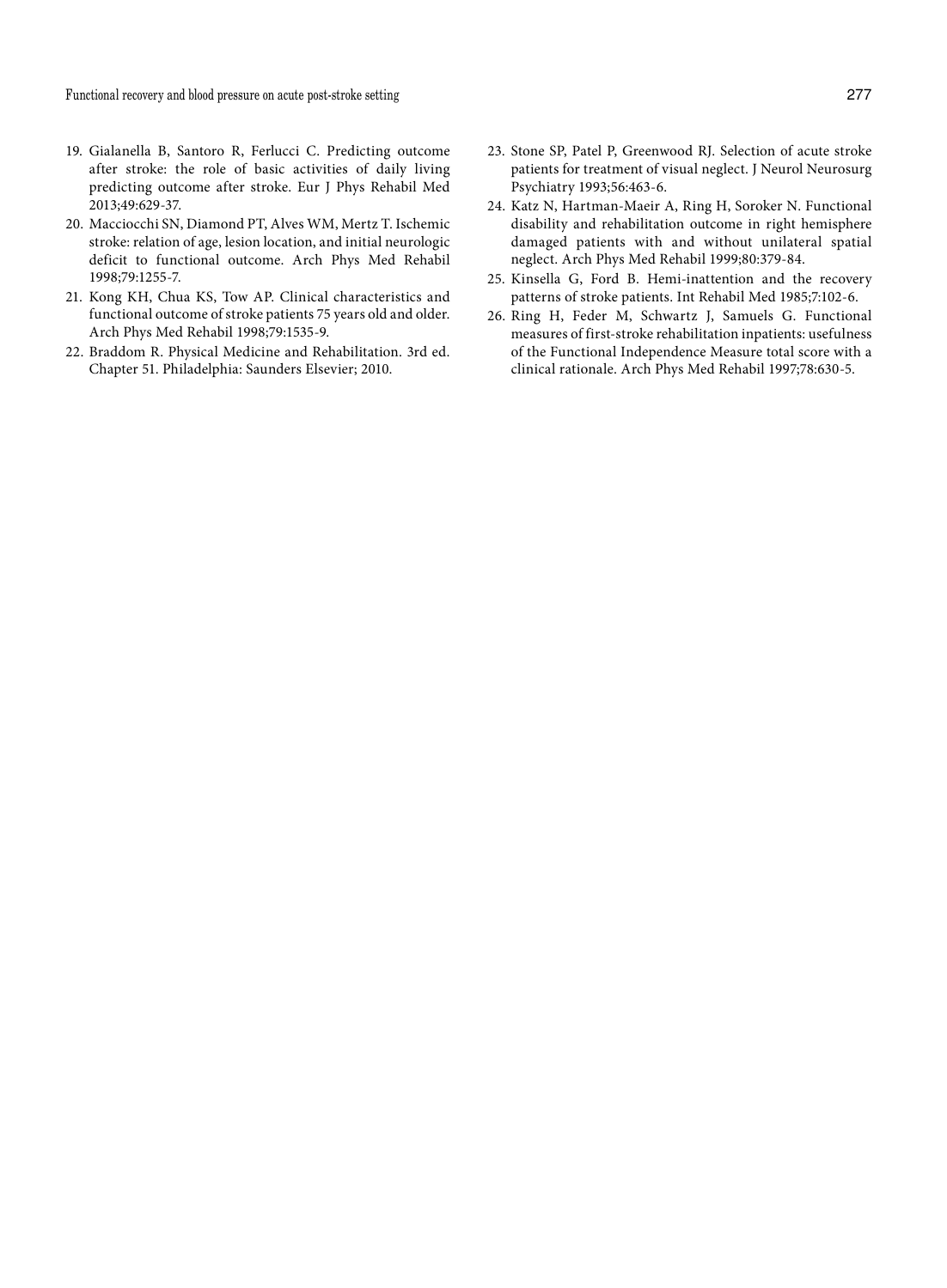19. Gialanella B, Santoro R, Ferlucci C. Predicting outcome after stroke: the role of basic activities of daily living predicting outcome after stroke. Eur J Phys Rehabil Med 2013;49:629-37.
20. Macciocchi SN, Diamond PT, Alves WM, Mertz T. Ischemic stroke: relation of age, lesion location, and initial neurologic deficit to functional outcome. Arch Phys Med Rehabil 1998;79:1255-7.
21. Kong KH, Chua KS, Tow AP. Clinical characteristics and functional outcome of stroke patients 75 years old and older. Arch Phys Med Rehabil 1998;79:1535-9.
22. Braddom R. Physical Medicine and Rehabilitation. 3rd ed. Chapter 51. Philadelphia: Saunders Elsevier; 2010.
23. Stone SP, Patel P, Greenwood RJ. Selection of acute stroke patients for treatment of visual neglect. J Neurol Neurosurg Psychiatry 1993;56:463-6.
24. Katz N, Hartman-Maeir A, Ring H, Soroker N. Functional disability and rehabilitation outcome in right hemisphere damaged patients with and without unilateral spatial neglect. Arch Phys Med Rehabil 1999;80:379-84.
25. Kinsella G, Ford B. Hemi-inattention and the recovery patterns of stroke patients. Int Rehabil Med 1985;7:102-6.
26. Ring H, Feder M, Schwartz J, Samuels G. Functional measures of first-stroke rehabilitation inpatients: usefulness of the Functional Independence Measure total score with a clinical rationale. Arch Phys Med Rehabil 1997;78:630-5.